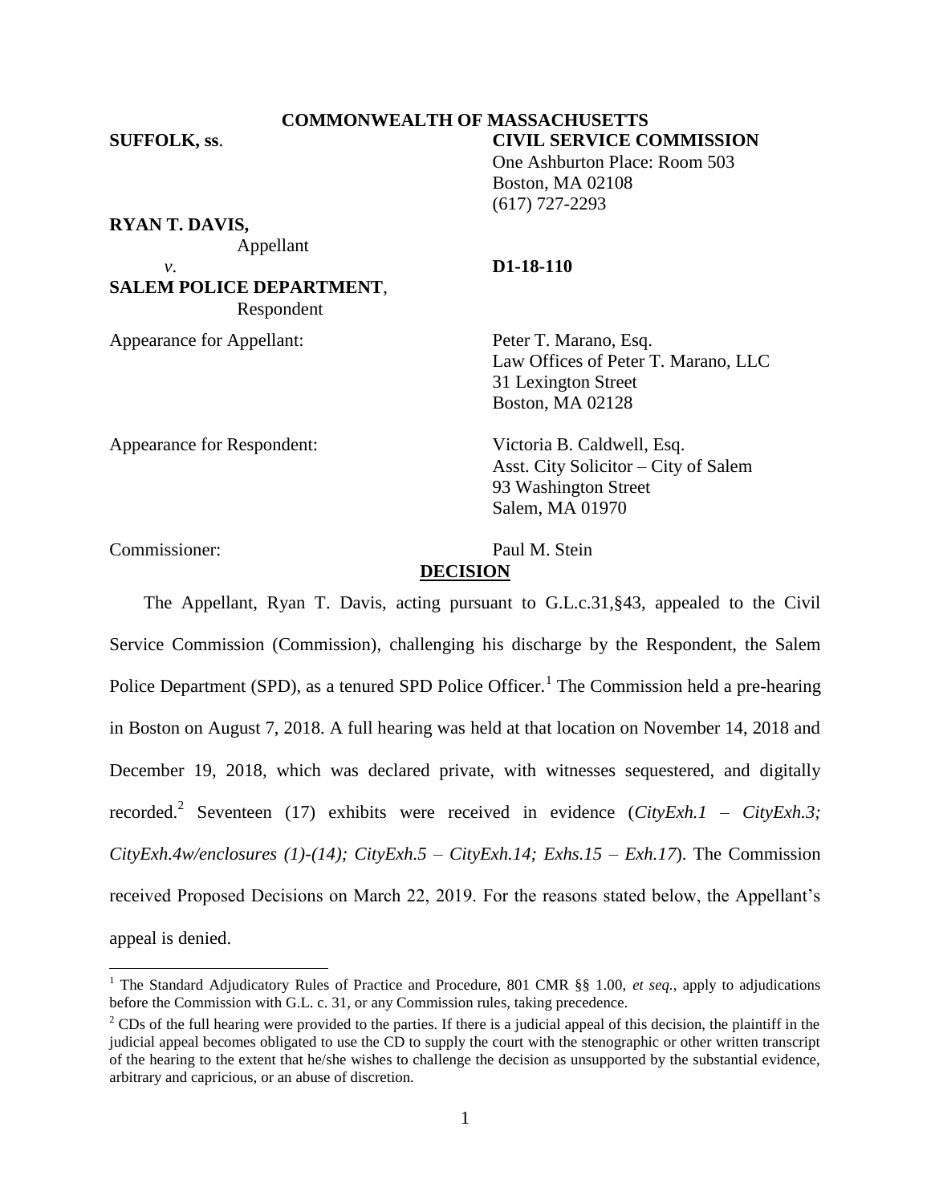**COMMONWEALTH OF MASSACHUSETTS**

**SUFFOLK, ss.**

**CIVIL SERVICE COMMISSION**
One Ashburton Place: Room 503
Boston, MA 02108
(617) 727-2293

**RYAN T. DAVIS,**
Appellant

*v.*

**D1-18-110**

**SALEM POLICE DEPARTMENT**,
Respondent

Appearance for Appellant: Peter T. Marano, Esq.
Law Offices of Peter T. Marano, LLC
31 Lexington Street
Boston, MA 02128

Appearance for Respondent: Victoria B. Caldwell, Esq.
Asst. City Solicitor – City of Salem
93 Washington Street
Salem, MA 01970

Commissioner: Paul M. Stein

## DECISION

The Appellant, Ryan T. Davis, acting pursuant to G.L.c.31,§43, appealed to the Civil Service Commission (Commission), challenging his discharge by the Respondent, the Salem Police Department (SPD), as a tenured SPD Police Officer.[1] The Commission held a pre-hearing in Boston on August 7, 2018. A full hearing was held at that location on November 14, 2018 and December 19, 2018, which was declared private, with witnesses sequestered, and digitally recorded.[2] Seventeen (17) exhibits were received in evidence (*CityExh.1 – CityExh.3; CityExh.4w/enclosures (1)-(14); CityExh.5 – CityExh.14; Exhs.15 – Exh.17*). The Commission received Proposed Decisions on March 22, 2019. For the reasons stated below, the Appellant's appeal is denied.

---

[1] The Standard Adjudicatory Rules of Practice and Procedure, 801 CMR §§ 1.00, *et seq.*, apply to adjudications before the Commission with G.L. c. 31, or any Commission rules, taking precedence.

[2] CDs of the full hearing were provided to the parties. If there is a judicial appeal of this decision, the plaintiff in the judicial appeal becomes obligated to use the CD to supply the court with the stenographic or other written transcript of the hearing to the extent that he/she wishes to challenge the decision as unsupported by the substantial evidence, arbitrary and capricious, or an abuse of discretion.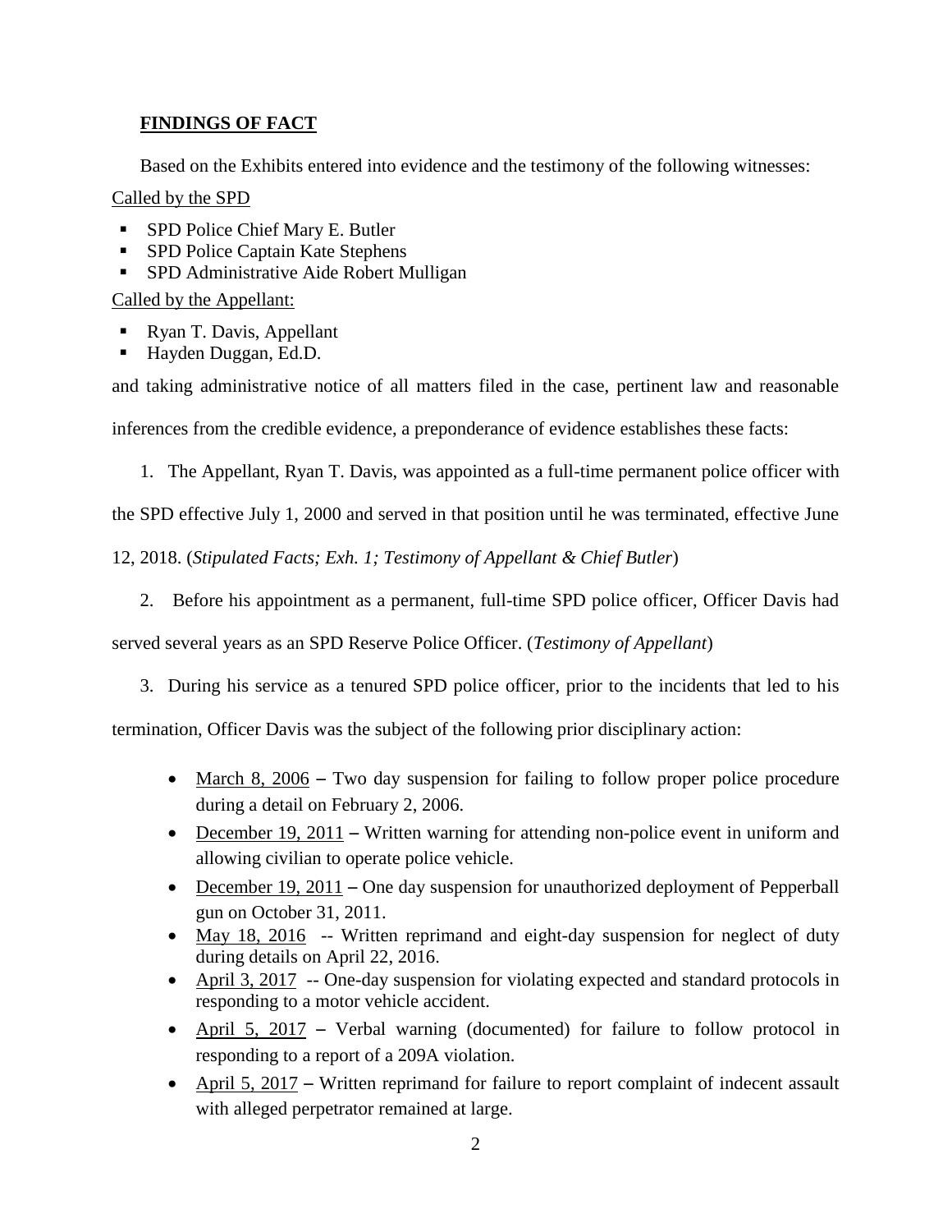**FINDINGS OF FACT**

Based on the Exhibits entered into evidence and the testimony of the following witnesses:

Called by the SPD

- SPD Police Chief Mary E. Butler
- SPD Police Captain Kate Stephens
- SPD Administrative Aide Robert Mulligan

Called by the Appellant:

- Ryan T. Davis, Appellant
- Hayden Duggan, Ed.D.

and taking administrative notice of all matters filed in the case, pertinent law and reasonable inferences from the credible evidence, a preponderance of evidence establishes these facts:

1. The Appellant, Ryan T. Davis, was appointed as a full-time permanent police officer with the SPD effective July 1, 2000 and served in that position until he was terminated, effective June 12, 2018. (*Stipulated Facts; Exh. 1; Testimony of Appellant & Chief Butler*)

2. Before his appointment as a permanent, full-time SPD police officer, Officer Davis had served several years as an SPD Reserve Police Officer. (*Testimony of Appellant*)

3. During his service as a tenured SPD police officer, prior to the incidents that led to his termination, Officer Davis was the subject of the following prior disciplinary action:

- March 8, 2006 – Two day suspension for failing to follow proper police procedure during a detail on February 2, 2006.
- December 19, 2011 – Written warning for attending non-police event in uniform and allowing civilian to operate police vehicle.
- December 19, 2011 – One day suspension for unauthorized deployment of Pepperball gun on October 31, 2011.
- May 18, 2016 -- Written reprimand and eight-day suspension for neglect of duty during details on April 22, 2016.
- April 3, 2017 -- One-day suspension for violating expected and standard protocols in responding to a motor vehicle accident.
- April 5, 2017 – Verbal warning (documented) for failure to follow protocol in responding to a report of a 209A violation.
- April 5, 2017 – Written reprimand for failure to report complaint of indecent assault with alleged perpetrator remained at large.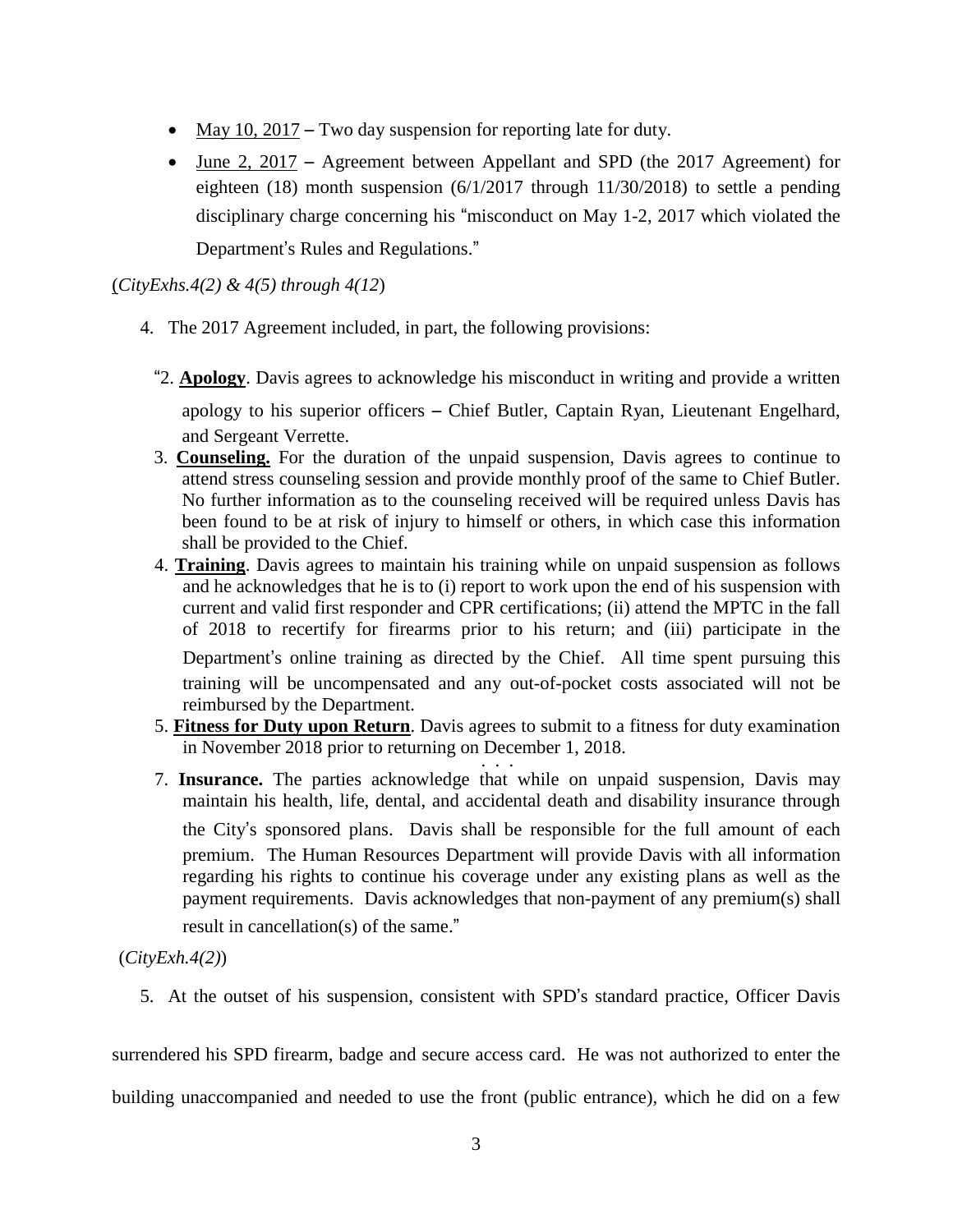- May 10, 2017 – Two day suspension for reporting late for duty.
- June 2, 2017 – Agreement between Appellant and SPD (the 2017 Agreement) for eighteen (18) month suspension (6/1/2017 through 11/30/2018) to settle a pending disciplinary charge concerning his "misconduct on May 1-2, 2017 which violated the Department's Rules and Regulations."

(*CityExhs.4(2) & 4(5) through 4(12*)

4. The 2017 Agreement included, in part, the following provisions:

"2. **Apology**. Davis agrees to acknowledge his misconduct in writing and provide a written apology to his superior officers – Chief Butler, Captain Ryan, Lieutenant Engelhard, and Sergeant Verrette.

3. **Counseling.** For the duration of the unpaid suspension, Davis agrees to continue to attend stress counseling session and provide monthly proof of the same to Chief Butler. No further information as to the counseling received will be required unless Davis has been found to be at risk of injury to himself or others, in which case this information shall be provided to the Chief.

4. **Training**. Davis agrees to maintain his training while on unpaid suspension as follows and he acknowledges that he is to (i) report to work upon the end of his suspension with current and valid first responder and CPR certifications; (ii) attend the MPTC in the fall of 2018 to recertify for firearms prior to his return; and (iii) participate in the Department's online training as directed by the Chief. All time spent pursuing this training will be uncompensated and any out-of-pocket costs associated will not be reimbursed by the Department.

5. **Fitness for Duty upon Return**. Davis agrees to submit to a fitness for duty examination in November 2018 prior to returning on December 1, 2018.

. . .

7. **Insurance.** The parties acknowledge that while on unpaid suspension, Davis may maintain his health, life, dental, and accidental death and disability insurance through the City's sponsored plans. Davis shall be responsible for the full amount of each premium. The Human Resources Department will provide Davis with all information regarding his rights to continue his coverage under any existing plans as well as the payment requirements. Davis acknowledges that non-payment of any premium(s) shall result in cancellation(s) of the same."

(*CityExh.4(2)*)

5. At the outset of his suspension, consistent with SPD's standard practice, Officer Davis surrendered his SPD firearm, badge and secure access card. He was not authorized to enter the building unaccompanied and needed to use the front (public entrance), which he did on a few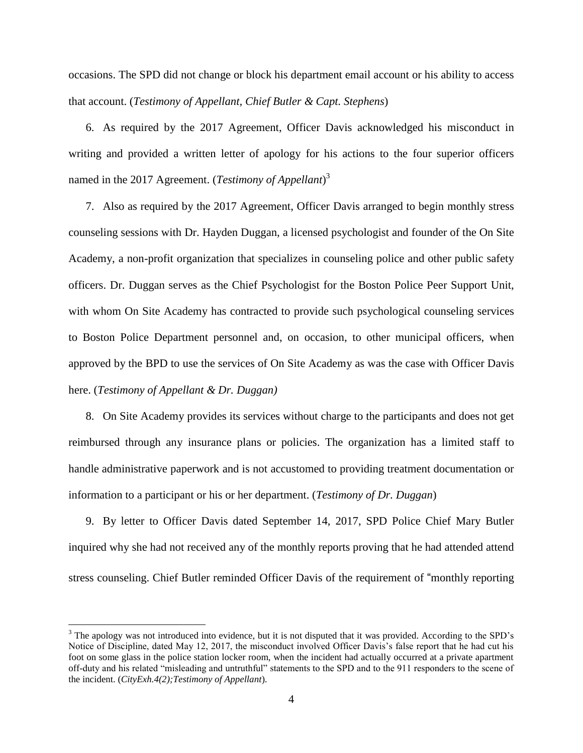occasions. The SPD did not change or block his department email account or his ability to access that account. (*Testimony of Appellant, Chief Butler & Capt. Stephens*)

6. As required by the 2017 Agreement, Officer Davis acknowledged his misconduct in writing and provided a written letter of apology for his actions to the four superior officers named in the 2017 Agreement. (*Testimony of Appellant*)[3]

7. Also as required by the 2017 Agreement, Officer Davis arranged to begin monthly stress counseling sessions with Dr. Hayden Duggan, a licensed psychologist and founder of the On Site Academy, a non-profit organization that specializes in counseling police and other public safety officers. Dr. Duggan serves as the Chief Psychologist for the Boston Police Peer Support Unit, with whom On Site Academy has contracted to provide such psychological counseling services to Boston Police Department personnel and, on occasion, to other municipal officers, when approved by the BPD to use the services of On Site Academy as was the case with Officer Davis here. (*Testimony of Appellant & Dr. Duggan)*

8. On Site Academy provides its services without charge to the participants and does not get reimbursed through any insurance plans or policies. The organization has a limited staff to handle administrative paperwork and is not accustomed to providing treatment documentation or information to a participant or his or her department. (*Testimony of Dr. Duggan*)

9. By letter to Officer Davis dated September 14, 2017, SPD Police Chief Mary Butler inquired why she had not received any of the monthly reports proving that he had attended attend stress counseling. Chief Butler reminded Officer Davis of the requirement of "monthly reporting

---

[3] The apology was not introduced into evidence, but it is not disputed that it was provided. According to the SPD's Notice of Discipline, dated May 12, 2017, the misconduct involved Officer Davis's false report that he had cut his foot on some glass in the police station locker room, when the incident had actually occurred at a private apartment off-duty and his related "misleading and untruthful" statements to the SPD and to the 911 responders to the scene of the incident. (*CityExh.4(2);Testimony of Appellant*).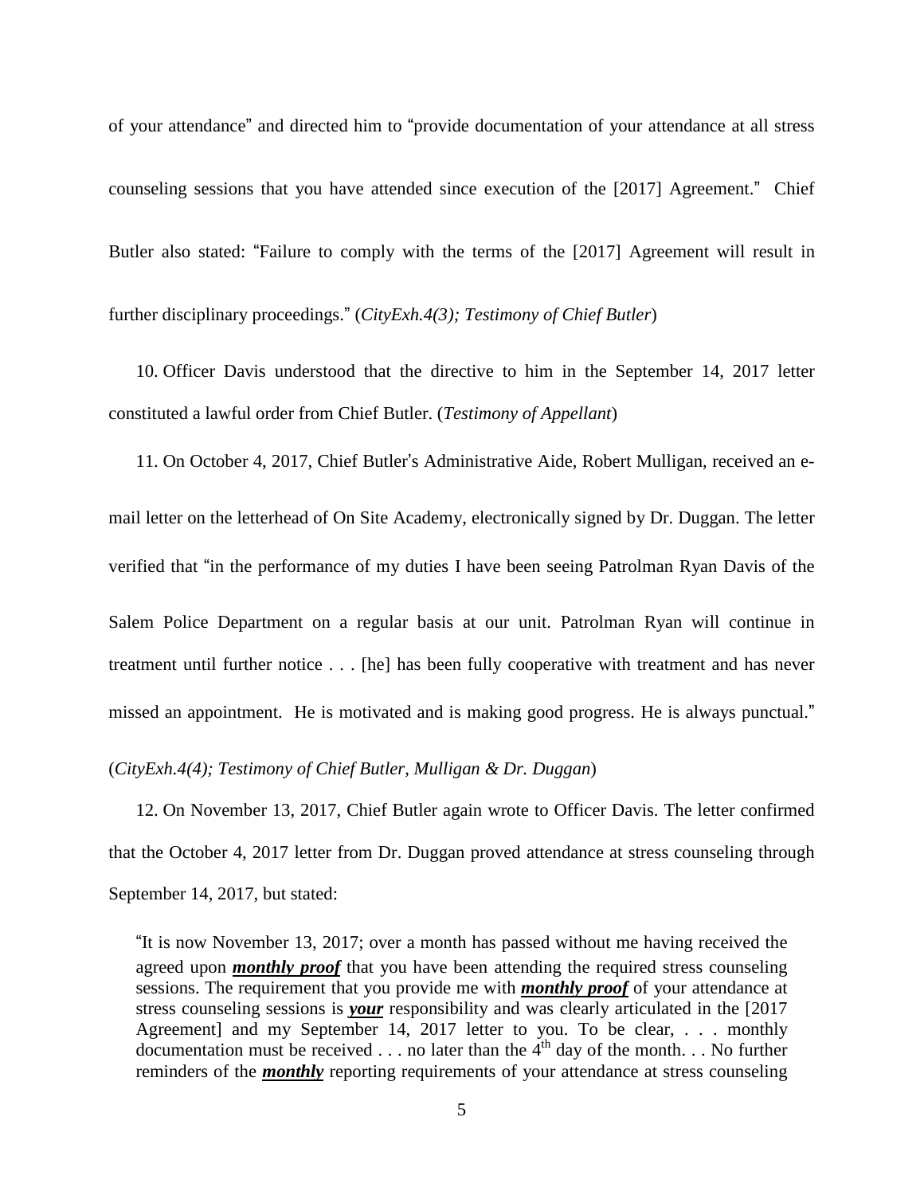of your attendance" and directed him to "provide documentation of your attendance at all stress counseling sessions that you have attended since execution of the [2017] Agreement." Chief Butler also stated: "Failure to comply with the terms of the [2017] Agreement will result in further disciplinary proceedings." (*CityExh.4(3); Testimony of Chief Butler*)

10. Officer Davis understood that the directive to him in the September 14, 2017 letter constituted a lawful order from Chief Butler. (*Testimony of Appellant*)

11. On October 4, 2017, Chief Butler's Administrative Aide, Robert Mulligan, received an e-mail letter on the letterhead of On Site Academy, electronically signed by Dr. Duggan. The letter verified that "in the performance of my duties I have been seeing Patrolman Ryan Davis of the Salem Police Department on a regular basis at our unit. Patrolman Ryan will continue in treatment until further notice . . . [he] has been fully cooperative with treatment and has never missed an appointment. He is motivated and is making good progress. He is always punctual." (*CityExh.4(4); Testimony of Chief Butler, Mulligan & Dr. Duggan*)

12. On November 13, 2017, Chief Butler again wrote to Officer Davis. The letter confirmed that the October 4, 2017 letter from Dr. Duggan proved attendance at stress counseling through September 14, 2017, but stated:

> "It is now November 13, 2017; over a month has passed without me having received the agreed upon ***monthly proof*** that you have been attending the required stress counseling sessions. The requirement that you provide me with ***monthly proof*** of your attendance at stress counseling sessions is ***your*** responsibility and was clearly articulated in the [2017 Agreement] and my September 14, 2017 letter to you. To be clear, . . . monthly documentation must be received . . . no later than the 4th day of the month. . . No further reminders of the ***monthly*** reporting requirements of your attendance at stress counseling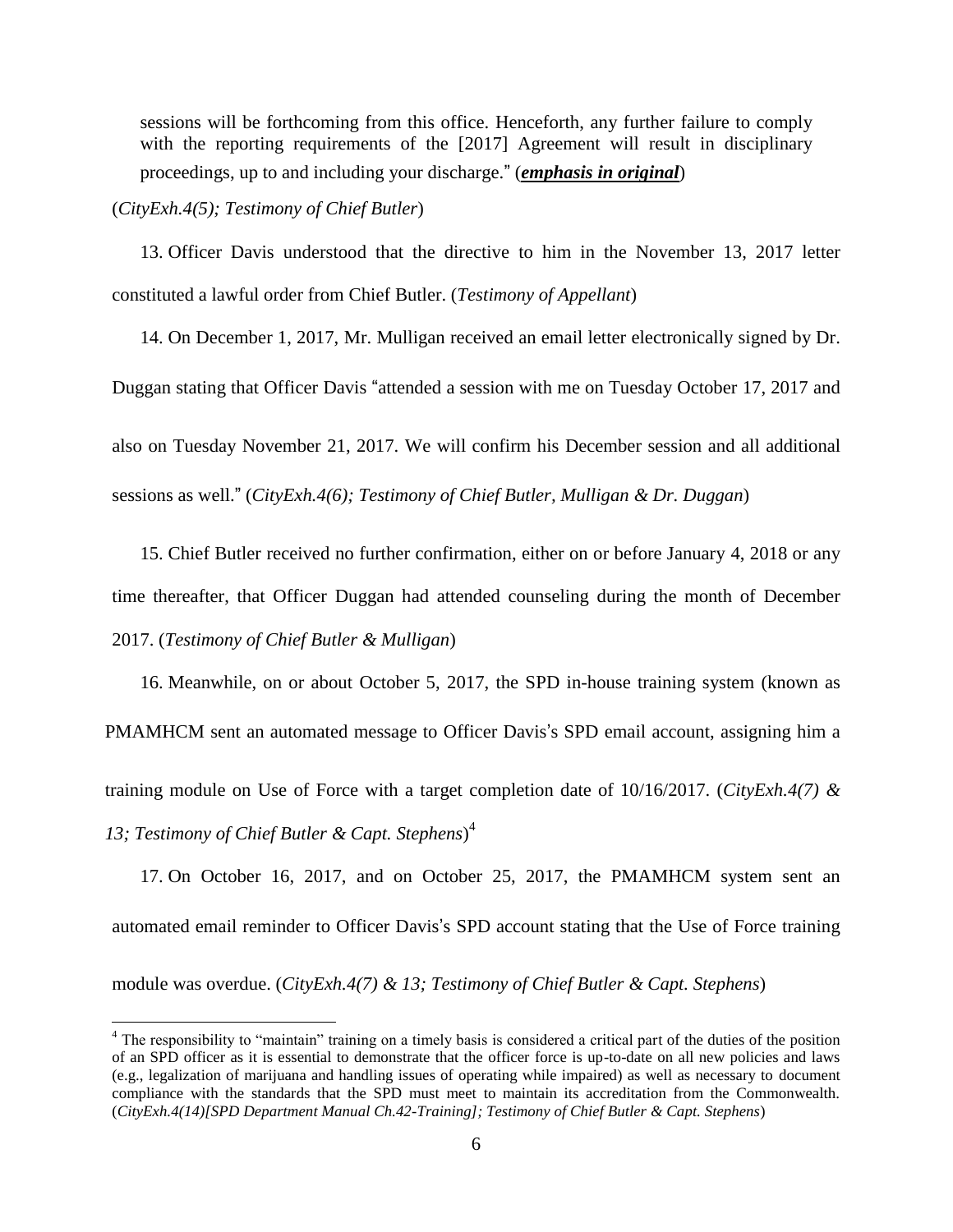sessions will be forthcoming from this office. Henceforth, any further failure to comply with the reporting requirements of the [2017] Agreement will result in disciplinary proceedings, up to and including your discharge." (***emphasis in original***)

(*CityExh.4(5); Testimony of Chief Butler*)

13. Officer Davis understood that the directive to him in the November 13, 2017 letter constituted a lawful order from Chief Butler. (*Testimony of Appellant*)

14. On December 1, 2017, Mr. Mulligan received an email letter electronically signed by Dr. Duggan stating that Officer Davis "attended a session with me on Tuesday October 17, 2017 and also on Tuesday November 21, 2017. We will confirm his December session and all additional sessions as well." (*CityExh.4(6); Testimony of Chief Butler, Mulligan & Dr. Duggan*)

15. Chief Butler received no further confirmation, either on or before January 4, 2018 or any time thereafter, that Officer Duggan had attended counseling during the month of December 2017. (*Testimony of Chief Butler & Mulligan*)

16. Meanwhile, on or about October 5, 2017, the SPD in-house training system (known as PMAMHCM sent an automated message to Officer Davis's SPD email account, assigning him a training module on Use of Force with a target completion date of 10/16/2017. (*CityExh.4(7) & 13; Testimony of Chief Butler & Capt. Stephens*)[4]

17. On October 16, 2017, and on October 25, 2017, the PMAMHCM system sent an automated email reminder to Officer Davis's SPD account stating that the Use of Force training module was overdue. (*CityExh.4(7) & 13; Testimony of Chief Butler & Capt. Stephens*)

[4] The responsibility to "maintain" training on a timely basis is considered a critical part of the duties of the position of an SPD officer as it is essential to demonstrate that the officer force is up-to-date on all new policies and laws (e.g., legalization of marijuana and handling issues of operating while impaired) as well as necessary to document compliance with the standards that the SPD must meet to maintain its accreditation from the Commonwealth. (*CityExh.4(14)[SPD Department Manual Ch.42-Training]; Testimony of Chief Butler & Capt. Stephens*)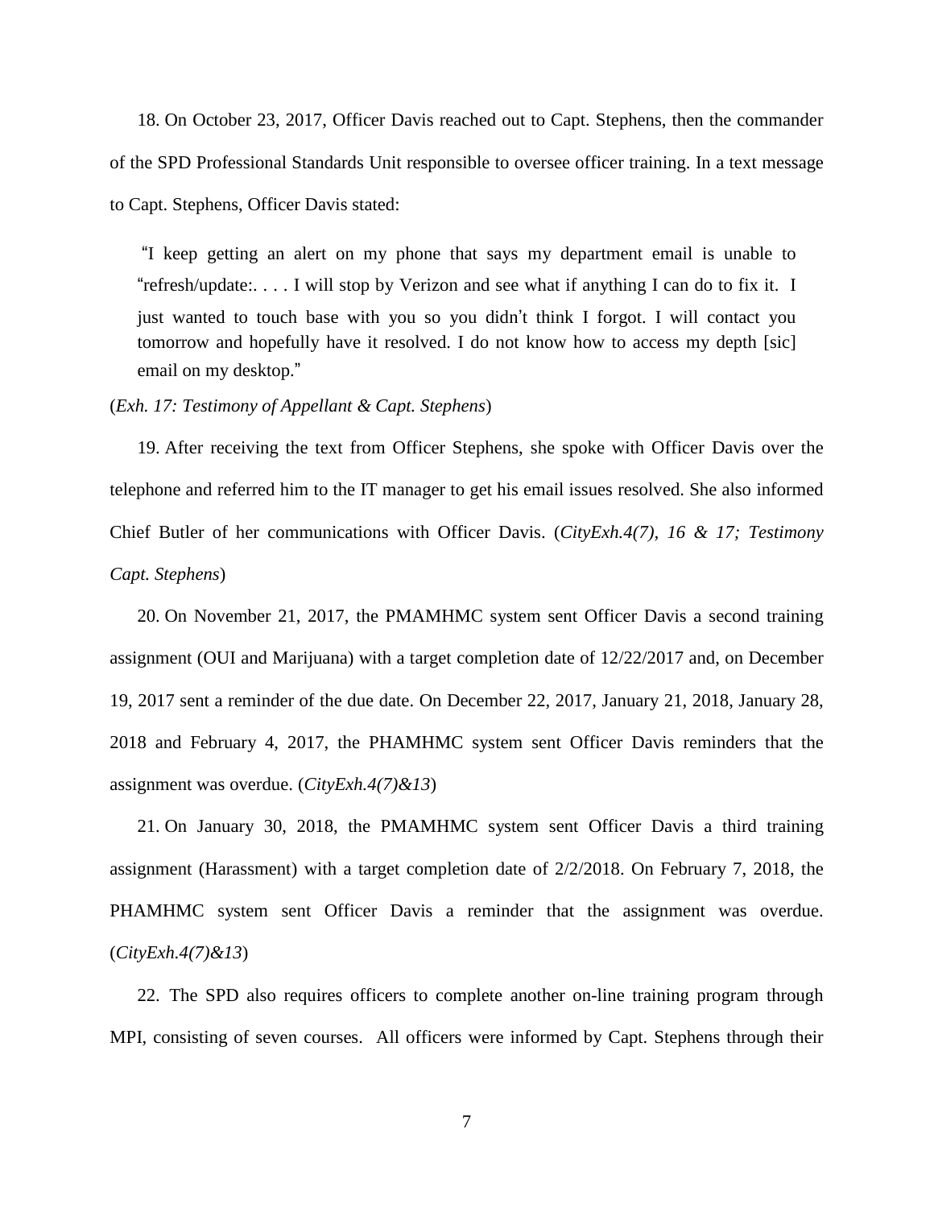18. On October 23, 2017, Officer Davis reached out to Capt. Stephens, then the commander of the SPD Professional Standards Unit responsible to oversee officer training. In a text message to Capt. Stephens, Officer Davis stated:

> "I keep getting an alert on my phone that says my department email is unable to "refresh/update:. . . . I will stop by Verizon and see what if anything I can do to fix it. I just wanted to touch base with you so you didn't think I forgot. I will contact you tomorrow and hopefully have it resolved. I do not know how to access my depth [sic] email on my desktop."

(*Exh. 17: Testimony of Appellant & Capt. Stephens*)

19. After receiving the text from Officer Stephens, she spoke with Officer Davis over the telephone and referred him to the IT manager to get his email issues resolved. She also informed Chief Butler of her communications with Officer Davis. (*CityExh.4(7), 16 & 17; Testimony Capt. Stephens*)

20. On November 21, 2017, the PMAMHMC system sent Officer Davis a second training assignment (OUI and Marijuana) with a target completion date of 12/22/2017 and, on December 19, 2017 sent a reminder of the due date. On December 22, 2017, January 21, 2018, January 28, 2018 and February 4, 2017, the PHAMHMC system sent Officer Davis reminders that the assignment was overdue. (*CityExh.4(7)&13*)

21. On January 30, 2018, the PMAMHMC system sent Officer Davis a third training assignment (Harassment) with a target completion date of 2/2/2018. On February 7, 2018, the PHAMHMC system sent Officer Davis a reminder that the assignment was overdue. (*CityExh.4(7)&13*)

22. The SPD also requires officers to complete another on-line training program through MPI, consisting of seven courses. All officers were informed by Capt. Stephens through their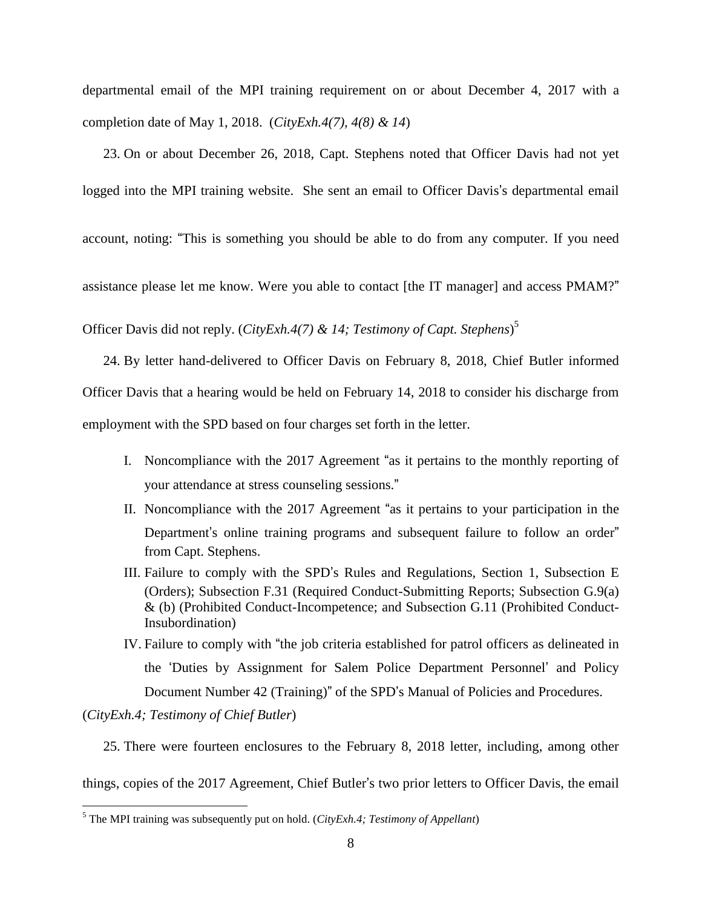departmental email of the MPI training requirement on or about December 4, 2017 with a completion date of May 1, 2018. (*CityExh.4(7), 4(8) & 14*)

23. On or about December 26, 2018, Capt. Stephens noted that Officer Davis had not yet logged into the MPI training website. She sent an email to Officer Davis's departmental email account, noting: "This is something you should be able to do from any computer. If you need assistance please let me know. Were you able to contact [the IT manager] and access PMAM?" Officer Davis did not reply. (*CityExh.4(7) & 14; Testimony of Capt. Stephens*)[5]

24. By letter hand-delivered to Officer Davis on February 8, 2018, Chief Butler informed Officer Davis that a hearing would be held on February 14, 2018 to consider his discharge from employment with the SPD based on four charges set forth in the letter.

I. Noncompliance with the 2017 Agreement "as it pertains to the monthly reporting of your attendance at stress counseling sessions."

II. Noncompliance with the 2017 Agreement "as it pertains to your participation in the Department's online training programs and subsequent failure to follow an order" from Capt. Stephens.

III. Failure to comply with the SPD's Rules and Regulations, Section 1, Subsection E (Orders); Subsection F.31 (Required Conduct-Submitting Reports; Subsection G.9(a) & (b) (Prohibited Conduct-Incompetence; and Subsection G.11 (Prohibited Conduct-Insubordination)

IV. Failure to comply with "the job criteria established for patrol officers as delineated in the 'Duties by Assignment for Salem Police Department Personnel' and Policy Document Number 42 (Training)" of the SPD's Manual of Policies and Procedures.

(*CityExh.4; Testimony of Chief Butler*)

25. There were fourteen enclosures to the February 8, 2018 letter, including, among other things, copies of the 2017 Agreement, Chief Butler's two prior letters to Officer Davis, the email

[5] The MPI training was subsequently put on hold. (*CityExh.4; Testimony of Appellant*)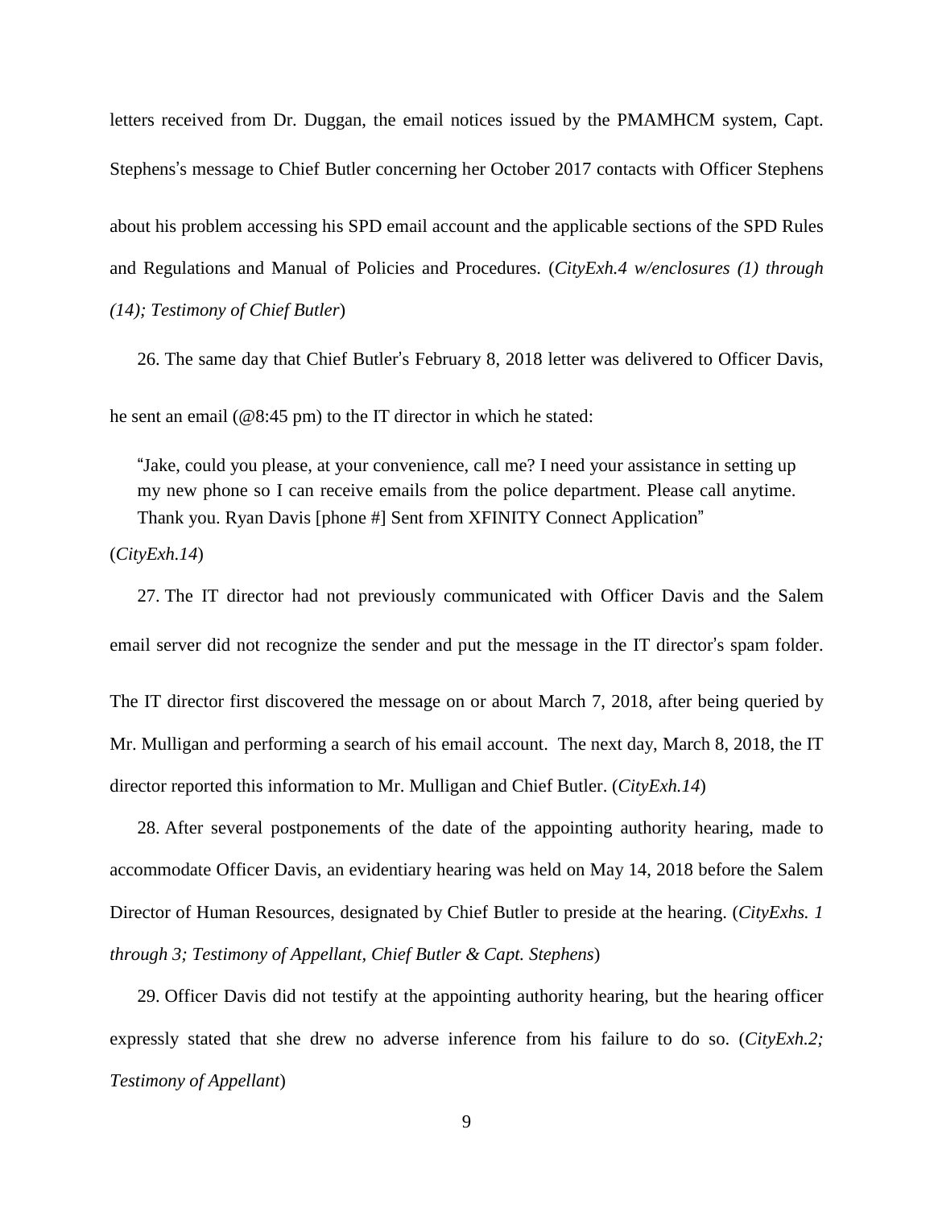letters received from Dr. Duggan, the email notices issued by the PMAMHCM system, Capt. Stephens's message to Chief Butler concerning her October 2017 contacts with Officer Stephens about his problem accessing his SPD email account and the applicable sections of the SPD Rules and Regulations and Manual of Policies and Procedures. (*CityExh.4 w/enclosures (1) through (14); Testimony of Chief Butler*)

26. The same day that Chief Butler's February 8, 2018 letter was delivered to Officer Davis, he sent an email (@8:45 pm) to the IT director in which he stated:

> "Jake, could you please, at your convenience, call me? I need your assistance in setting up my new phone so I can receive emails from the police department. Please call anytime. Thank you. Ryan Davis [phone #] Sent from XFINITY Connect Application"

(*CityExh.14*)

27. The IT director had not previously communicated with Officer Davis and the Salem email server did not recognize the sender and put the message in the IT director's spam folder. The IT director first discovered the message on or about March 7, 2018, after being queried by Mr. Mulligan and performing a search of his email account. The next day, March 8, 2018, the IT director reported this information to Mr. Mulligan and Chief Butler. (*CityExh.14*)

28. After several postponements of the date of the appointing authority hearing, made to accommodate Officer Davis, an evidentiary hearing was held on May 14, 2018 before the Salem Director of Human Resources, designated by Chief Butler to preside at the hearing. (*CityExhs. 1 through 3; Testimony of Appellant, Chief Butler & Capt. Stephens*)

29. Officer Davis did not testify at the appointing authority hearing, but the hearing officer expressly stated that she drew no adverse inference from his failure to do so. (*CityExh.2; Testimony of Appellant*)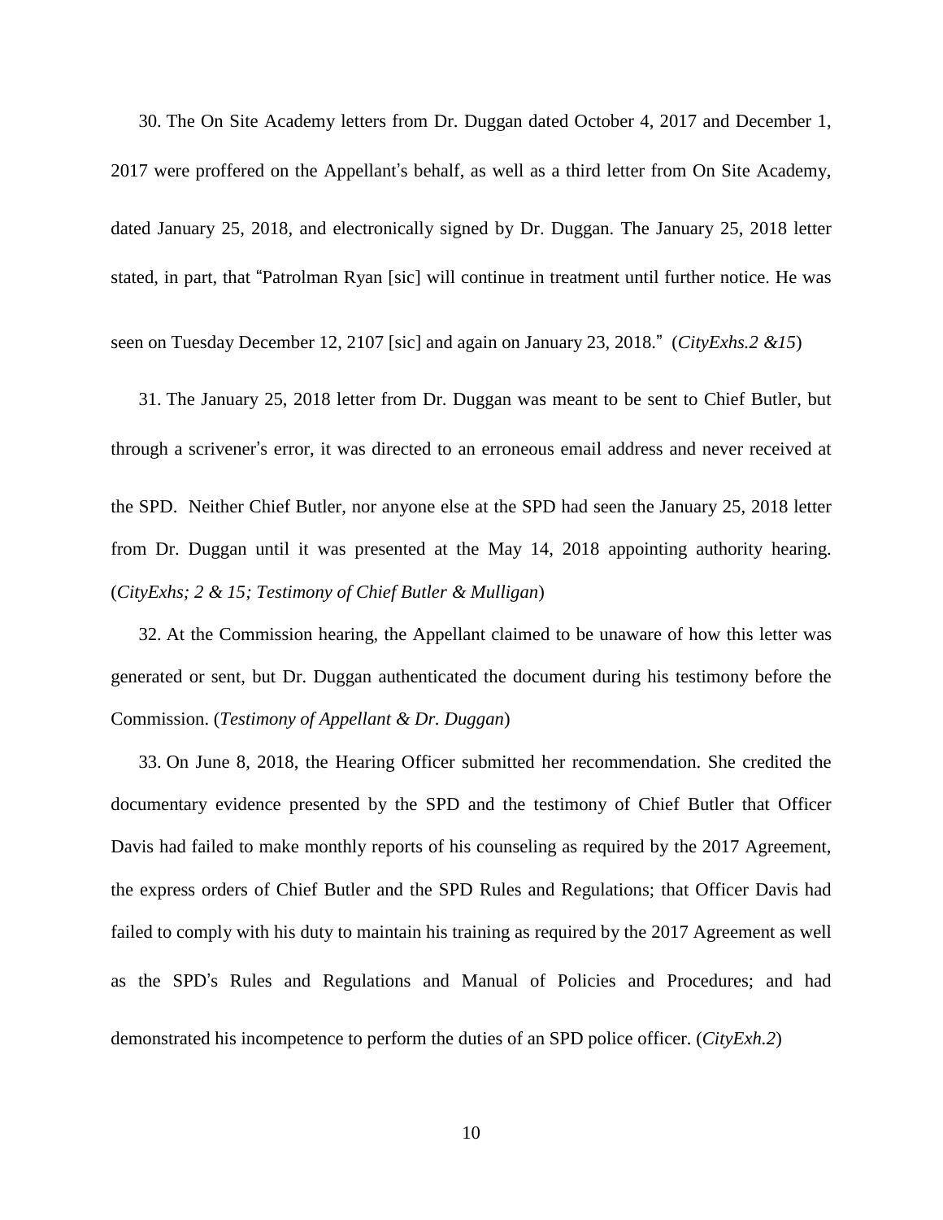30. The On Site Academy letters from Dr. Duggan dated October 4, 2017 and December 1, 2017 were proffered on the Appellant's behalf, as well as a third letter from On Site Academy, dated January 25, 2018, and electronically signed by Dr. Duggan. The January 25, 2018 letter stated, in part, that "Patrolman Ryan [sic] will continue in treatment until further notice. He was seen on Tuesday December 12, 2107 [sic] and again on January 23, 2018." (*CityExhs.2 &15*)

31. The January 25, 2018 letter from Dr. Duggan was meant to be sent to Chief Butler, but through a scrivener's error, it was directed to an erroneous email address and never received at the SPD. Neither Chief Butler, nor anyone else at the SPD had seen the January 25, 2018 letter from Dr. Duggan until it was presented at the May 14, 2018 appointing authority hearing. (*CityExhs; 2 & 15; Testimony of Chief Butler & Mulligan*)

32. At the Commission hearing, the Appellant claimed to be unaware of how this letter was generated or sent, but Dr. Duggan authenticated the document during his testimony before the Commission. (*Testimony of Appellant & Dr. Duggan*)

33. On June 8, 2018, the Hearing Officer submitted her recommendation. She credited the documentary evidence presented by the SPD and the testimony of Chief Butler that Officer Davis had failed to make monthly reports of his counseling as required by the 2017 Agreement, the express orders of Chief Butler and the SPD Rules and Regulations; that Officer Davis had failed to comply with his duty to maintain his training as required by the 2017 Agreement as well as the SPD's Rules and Regulations and Manual of Policies and Procedures; and had demonstrated his incompetence to perform the duties of an SPD police officer. (*CityExh.2*)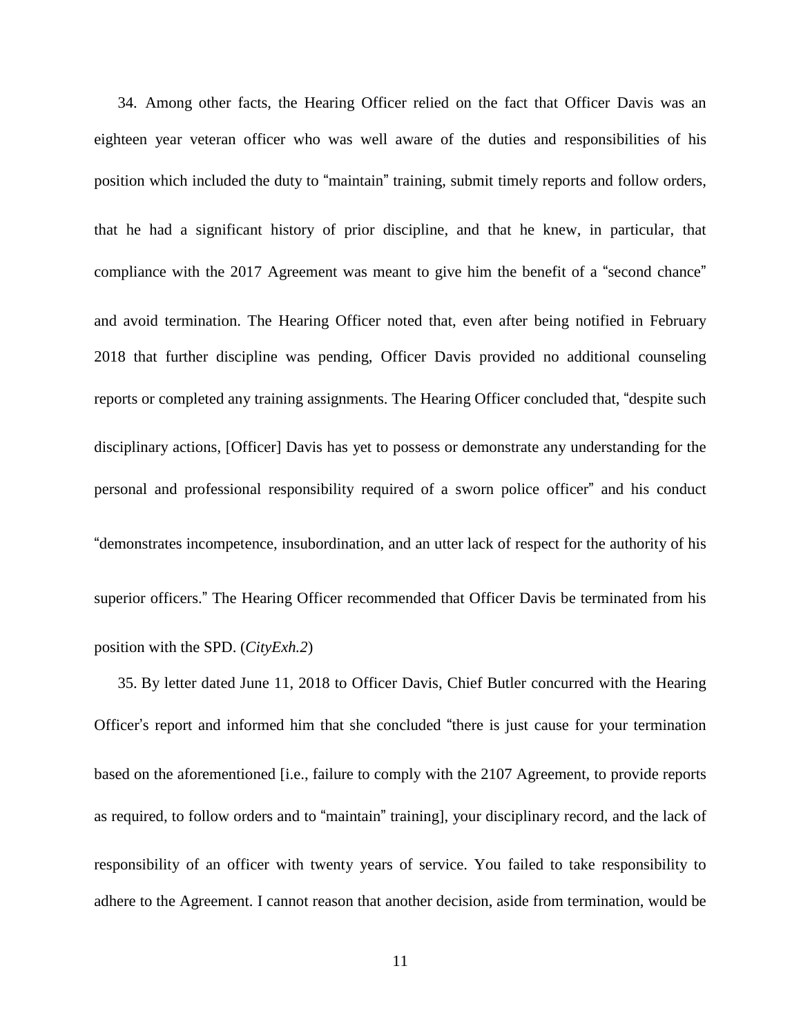34. Among other facts, the Hearing Officer relied on the fact that Officer Davis was an eighteen year veteran officer who was well aware of the duties and responsibilities of his position which included the duty to "maintain" training, submit timely reports and follow orders, that he had a significant history of prior discipline, and that he knew, in particular, that compliance with the 2017 Agreement was meant to give him the benefit of a "second chance" and avoid termination. The Hearing Officer noted that, even after being notified in February 2018 that further discipline was pending, Officer Davis provided no additional counseling reports or completed any training assignments. The Hearing Officer concluded that, "despite such disciplinary actions, [Officer] Davis has yet to possess or demonstrate any understanding for the personal and professional responsibility required of a sworn police officer" and his conduct "demonstrates incompetence, insubordination, and an utter lack of respect for the authority of his superior officers." The Hearing Officer recommended that Officer Davis be terminated from his position with the SPD. (*CityExh.2*)

35. By letter dated June 11, 2018 to Officer Davis, Chief Butler concurred with the Hearing Officer's report and informed him that she concluded "there is just cause for your termination based on the aforementioned [i.e., failure to comply with the 2107 Agreement, to provide reports as required, to follow orders and to "maintain" training], your disciplinary record, and the lack of responsibility of an officer with twenty years of service. You failed to take responsibility to adhere to the Agreement. I cannot reason that another decision, aside from termination, would be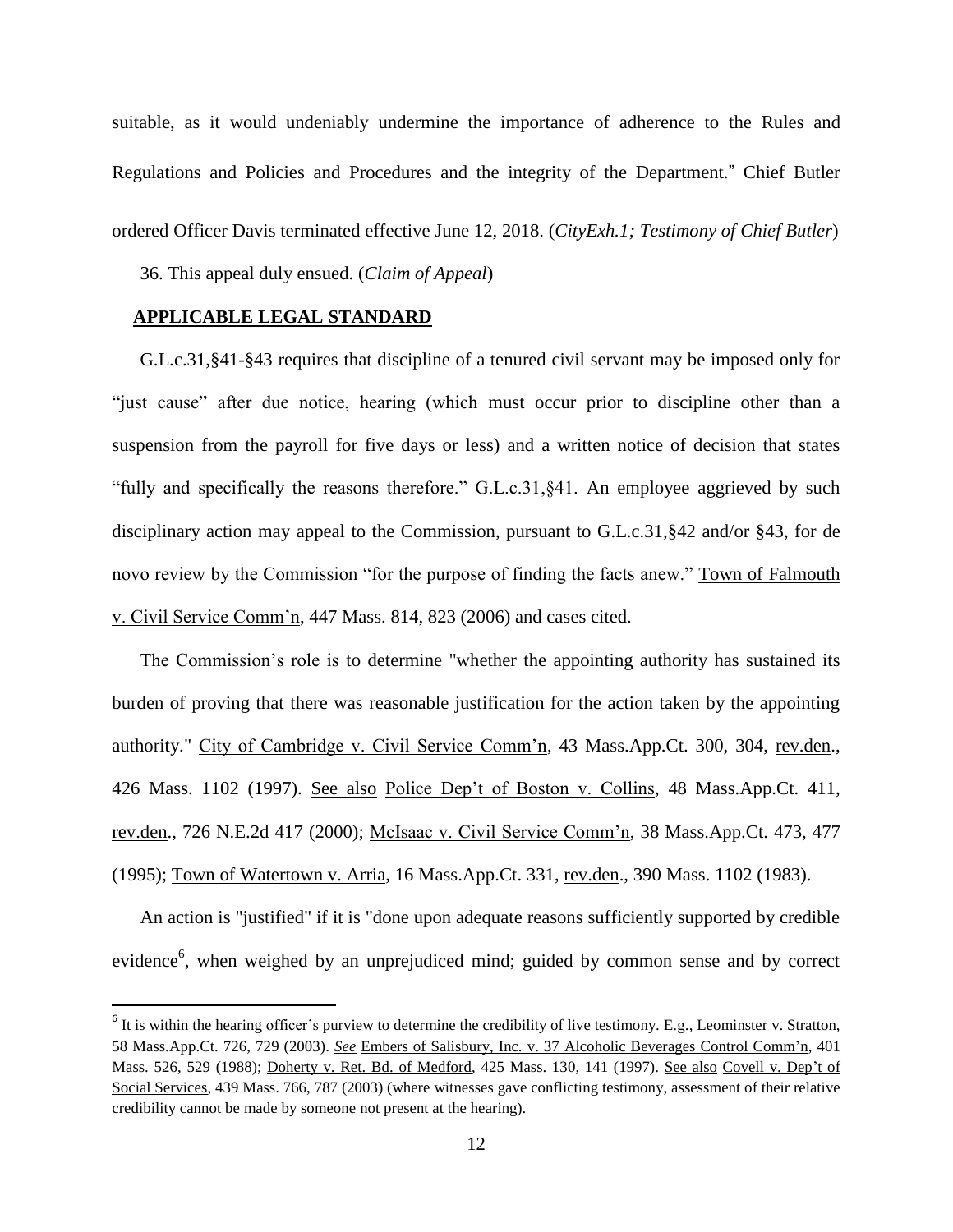suitable, as it would undeniably undermine the importance of adherence to the Rules and Regulations and Policies and Procedures and the integrity of the Department." Chief Butler ordered Officer Davis terminated effective June 12, 2018. (*CityExh.1; Testimony of Chief Butler*)

36. This appeal duly ensued. (*Claim of Appeal*)

## APPLICABLE LEGAL STANDARD

G.L.c.31,§41-§43 requires that discipline of a tenured civil servant may be imposed only for "just cause" after due notice, hearing (which must occur prior to discipline other than a suspension from the payroll for five days or less) and a written notice of decision that states "fully and specifically the reasons therefore." G.L.c.31,§41. An employee aggrieved by such disciplinary action may appeal to the Commission, pursuant to G.L.c.31,§42 and/or §43, for de novo review by the Commission "for the purpose of finding the facts anew." Town of Falmouth v. Civil Service Comm'n, 447 Mass. 814, 823 (2006) and cases cited.

The Commission's role is to determine "whether the appointing authority has sustained its burden of proving that there was reasonable justification for the action taken by the appointing authority." City of Cambridge v. Civil Service Comm'n, 43 Mass.App.Ct. 300, 304, rev.den., 426 Mass. 1102 (1997). See also Police Dep't of Boston v. Collins, 48 Mass.App.Ct. 411, rev.den., 726 N.E.2d 417 (2000); McIsaac v. Civil Service Comm'n, 38 Mass.App.Ct. 473, 477 (1995); Town of Watertown v. Arria, 16 Mass.App.Ct. 331, rev.den., 390 Mass. 1102 (1983).

An action is "justified" if it is "done upon adequate reasons sufficiently supported by credible evidence[6], when weighed by an unprejudiced mind; guided by common sense and by correct

[6] It is within the hearing officer's purview to determine the credibility of live testimony. E.g., Leominster v. Stratton, 58 Mass.App.Ct. 726, 729 (2003). *See* Embers of Salisbury, Inc. v. 37 Alcoholic Beverages Control Comm'n, 401 Mass. 526, 529 (1988); Doherty v. Ret. Bd. of Medford, 425 Mass. 130, 141 (1997). See also Covell v. Dep't of Social Services, 439 Mass. 766, 787 (2003) (where witnesses gave conflicting testimony, assessment of their relative credibility cannot be made by someone not present at the hearing).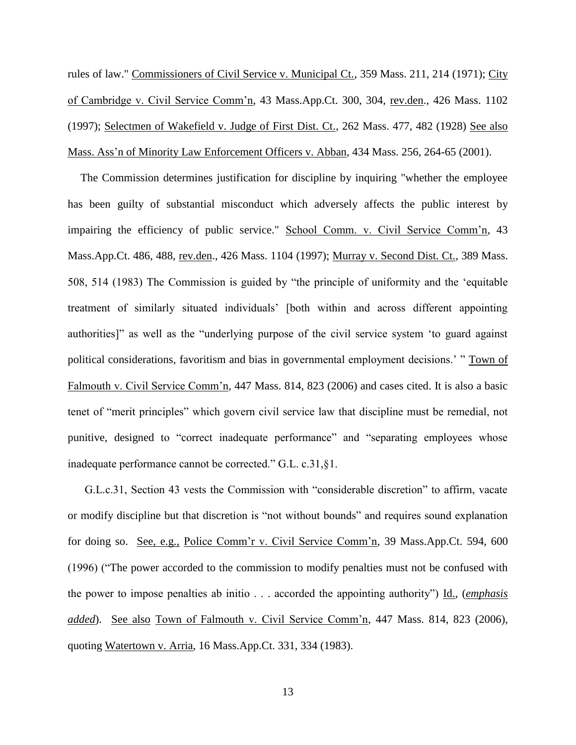rules of law." Commissioners of Civil Service v. Municipal Ct., 359 Mass. 211, 214 (1971); City of Cambridge v. Civil Service Comm'n, 43 Mass.App.Ct. 300, 304, rev.den., 426 Mass. 1102 (1997); Selectmen of Wakefield v. Judge of First Dist. Ct., 262 Mass. 477, 482 (1928) See also Mass. Ass'n of Minority Law Enforcement Officers v. Abban, 434 Mass. 256, 264-65 (2001).

The Commission determines justification for discipline by inquiring "whether the employee has been guilty of substantial misconduct which adversely affects the public interest by impairing the efficiency of public service." School Comm. v. Civil Service Comm'n, 43 Mass.App.Ct. 486, 488, rev.den., 426 Mass. 1104 (1997); Murray v. Second Dist. Ct., 389 Mass. 508, 514 (1983) The Commission is guided by "the principle of uniformity and the 'equitable treatment of similarly situated individuals' [both within and across different appointing authorities]" as well as the "underlying purpose of the civil service system 'to guard against political considerations, favoritism and bias in governmental employment decisions.' " Town of Falmouth v. Civil Service Comm'n, 447 Mass. 814, 823 (2006) and cases cited. It is also a basic tenet of "merit principles" which govern civil service law that discipline must be remedial, not punitive, designed to "correct inadequate performance" and "separating employees whose inadequate performance cannot be corrected." G.L. c.31,§1.

G.L.c.31, Section 43 vests the Commission with "considerable discretion" to affirm, vacate or modify discipline but that discretion is "not without bounds" and requires sound explanation for doing so. See, e.g., Police Comm'r v. Civil Service Comm'n, 39 Mass.App.Ct. 594, 600 (1996) ("The power accorded to the commission to modify penalties must not be confused with the power to impose penalties ab initio . . . accorded the appointing authority") Id., (***emphasis added***). See also Town of Falmouth v. Civil Service Comm'n, 447 Mass. 814, 823 (2006), quoting Watertown v. Arria, 16 Mass.App.Ct. 331, 334 (1983).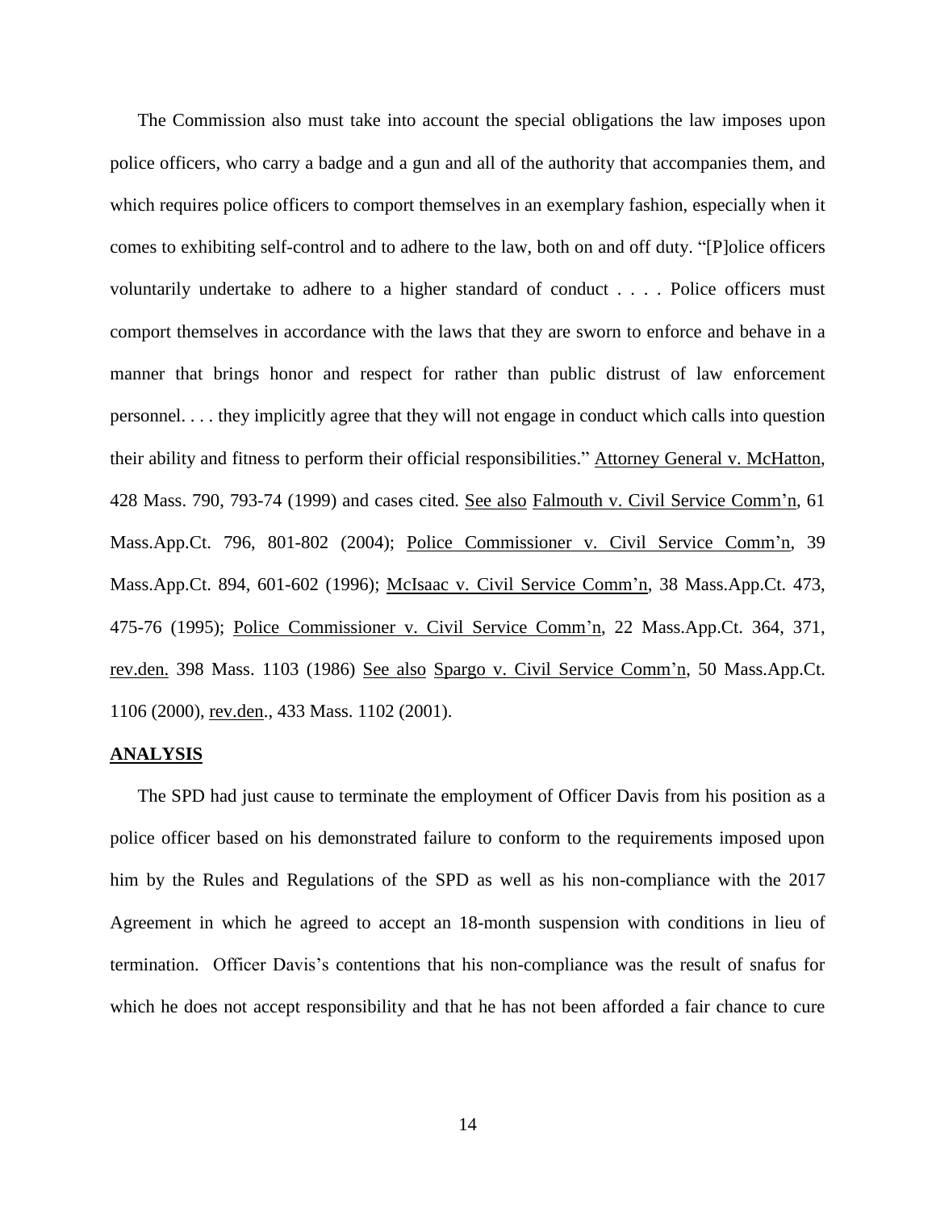The Commission also must take into account the special obligations the law imposes upon police officers, who carry a badge and a gun and all of the authority that accompanies them, and which requires police officers to comport themselves in an exemplary fashion, especially when it comes to exhibiting self-control and to adhere to the law, both on and off duty. "[P]olice officers voluntarily undertake to adhere to a higher standard of conduct . . . . Police officers must comport themselves in accordance with the laws that they are sworn to enforce and behave in a manner that brings honor and respect for rather than public distrust of law enforcement personnel. . . . they implicitly agree that they will not engage in conduct which calls into question their ability and fitness to perform their official responsibilities." Attorney General v. McHatton, 428 Mass. 790, 793-74 (1999) and cases cited. See also Falmouth v. Civil Service Comm'n, 61 Mass.App.Ct. 796, 801-802 (2004); Police Commissioner v. Civil Service Comm'n, 39 Mass.App.Ct. 894, 601-602 (1996); McIsaac v. Civil Service Comm'n, 38 Mass.App.Ct. 473, 475-76 (1995); Police Commissioner v. Civil Service Comm'n, 22 Mass.App.Ct. 364, 371, rev.den. 398 Mass. 1103 (1986) See also Spargo v. Civil Service Comm'n, 50 Mass.App.Ct. 1106 (2000), rev.den., 433 Mass. 1102 (2001).

## ANALYSIS

The SPD had just cause to terminate the employment of Officer Davis from his position as a police officer based on his demonstrated failure to conform to the requirements imposed upon him by the Rules and Regulations of the SPD as well as his non-compliance with the 2017 Agreement in which he agreed to accept an 18-month suspension with conditions in lieu of termination. Officer Davis's contentions that his non-compliance was the result of snafus for which he does not accept responsibility and that he has not been afforded a fair chance to cure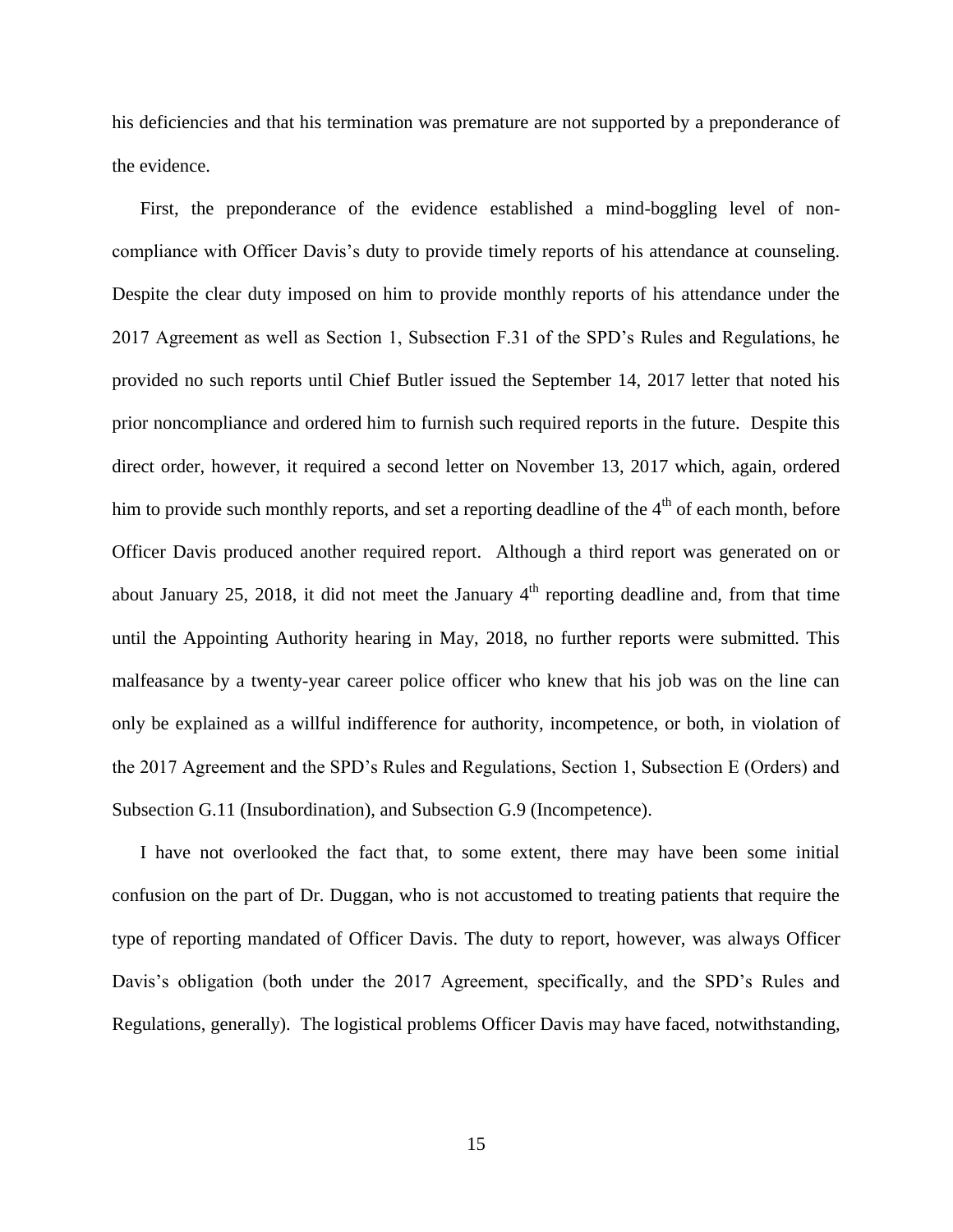his deficiencies and that his termination was premature are not supported by a preponderance of the evidence.

First, the preponderance of the evidence established a mind-boggling level of non-compliance with Officer Davis's duty to provide timely reports of his attendance at counseling. Despite the clear duty imposed on him to provide monthly reports of his attendance under the 2017 Agreement as well as Section 1, Subsection F.31 of the SPD's Rules and Regulations, he provided no such reports until Chief Butler issued the September 14, 2017 letter that noted his prior noncompliance and ordered him to furnish such required reports in the future. Despite this direct order, however, it required a second letter on November 13, 2017 which, again, ordered him to provide such monthly reports, and set a reporting deadline of the 4th of each month, before Officer Davis produced another required report. Although a third report was generated on or about January 25, 2018, it did not meet the January 4th reporting deadline and, from that time until the Appointing Authority hearing in May, 2018, no further reports were submitted. This malfeasance by a twenty-year career police officer who knew that his job was on the line can only be explained as a willful indifference for authority, incompetence, or both, in violation of the 2017 Agreement and the SPD's Rules and Regulations, Section 1, Subsection E (Orders) and Subsection G.11 (Insubordination), and Subsection G.9 (Incompetence).

I have not overlooked the fact that, to some extent, there may have been some initial confusion on the part of Dr. Duggan, who is not accustomed to treating patients that require the type of reporting mandated of Officer Davis. The duty to report, however, was always Officer Davis's obligation (both under the 2017 Agreement, specifically, and the SPD's Rules and Regulations, generally). The logistical problems Officer Davis may have faced, notwithstanding,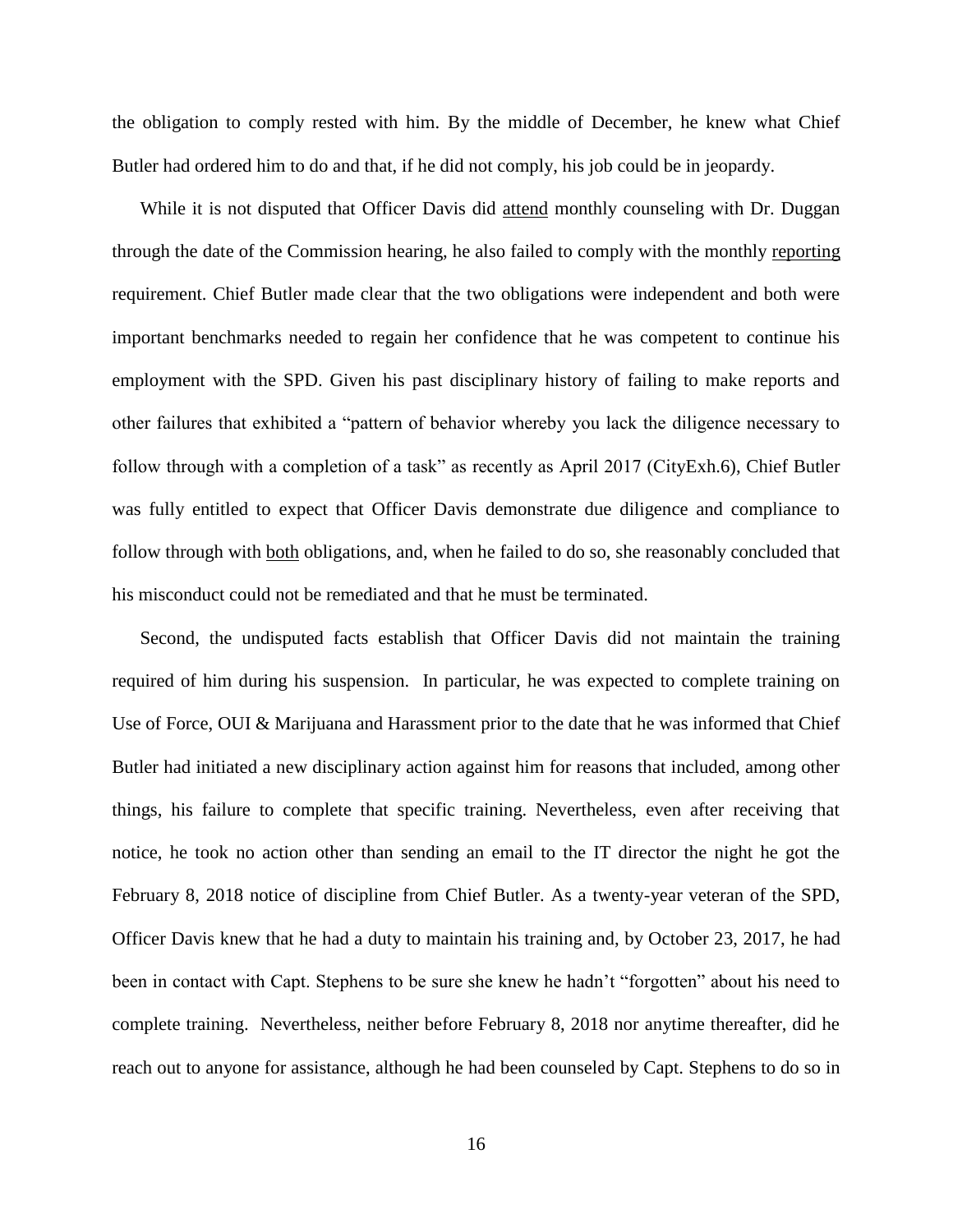the obligation to comply rested with him. By the middle of December, he knew what Chief Butler had ordered him to do and that, if he did not comply, his job could be in jeopardy.

While it is not disputed that Officer Davis did <u>attend</u> monthly counseling with Dr. Duggan through the date of the Commission hearing, he also failed to comply with the monthly <u>reporting</u> requirement. Chief Butler made clear that the two obligations were independent and both were important benchmarks needed to regain her confidence that he was competent to continue his employment with the SPD. Given his past disciplinary history of failing to make reports and other failures that exhibited a "pattern of behavior whereby you lack the diligence necessary to follow through with a completion of a task" as recently as April 2017 (CityExh.6), Chief Butler was fully entitled to expect that Officer Davis demonstrate due diligence and compliance to follow through with <u>both</u> obligations, and, when he failed to do so, she reasonably concluded that his misconduct could not be remediated and that he must be terminated.

Second, the undisputed facts establish that Officer Davis did not maintain the training required of him during his suspension. In particular, he was expected to complete training on Use of Force, OUI & Marijuana and Harassment prior to the date that he was informed that Chief Butler had initiated a new disciplinary action against him for reasons that included, among other things, his failure to complete that specific training. Nevertheless, even after receiving that notice, he took no action other than sending an email to the IT director the night he got the February 8, 2018 notice of discipline from Chief Butler. As a twenty-year veteran of the SPD, Officer Davis knew that he had a duty to maintain his training and, by October 23, 2017, he had been in contact with Capt. Stephens to be sure she knew he hadn't "forgotten" about his need to complete training. Nevertheless, neither before February 8, 2018 nor anytime thereafter, did he reach out to anyone for assistance, although he had been counseled by Capt. Stephens to do so in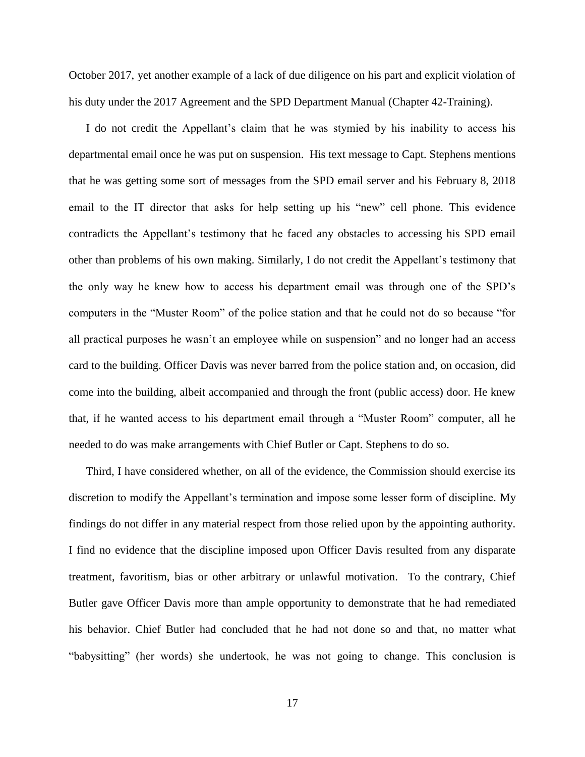October 2017, yet another example of a lack of due diligence on his part and explicit violation of his duty under the 2017 Agreement and the SPD Department Manual (Chapter 42-Training).

I do not credit the Appellant's claim that he was stymied by his inability to access his departmental email once he was put on suspension. His text message to Capt. Stephens mentions that he was getting some sort of messages from the SPD email server and his February 8, 2018 email to the IT director that asks for help setting up his "new" cell phone. This evidence contradicts the Appellant's testimony that he faced any obstacles to accessing his SPD email other than problems of his own making. Similarly, I do not credit the Appellant's testimony that the only way he knew how to access his department email was through one of the SPD's computers in the "Muster Room" of the police station and that he could not do so because "for all practical purposes he wasn't an employee while on suspension" and no longer had an access card to the building. Officer Davis was never barred from the police station and, on occasion, did come into the building, albeit accompanied and through the front (public access) door. He knew that, if he wanted access to his department email through a "Muster Room" computer, all he needed to do was make arrangements with Chief Butler or Capt. Stephens to do so.

Third, I have considered whether, on all of the evidence, the Commission should exercise its discretion to modify the Appellant's termination and impose some lesser form of discipline. My findings do not differ in any material respect from those relied upon by the appointing authority. I find no evidence that the discipline imposed upon Officer Davis resulted from any disparate treatment, favoritism, bias or other arbitrary or unlawful motivation. To the contrary, Chief Butler gave Officer Davis more than ample opportunity to demonstrate that he had remediated his behavior. Chief Butler had concluded that he had not done so and that, no matter what "babysitting" (her words) she undertook, he was not going to change. This conclusion is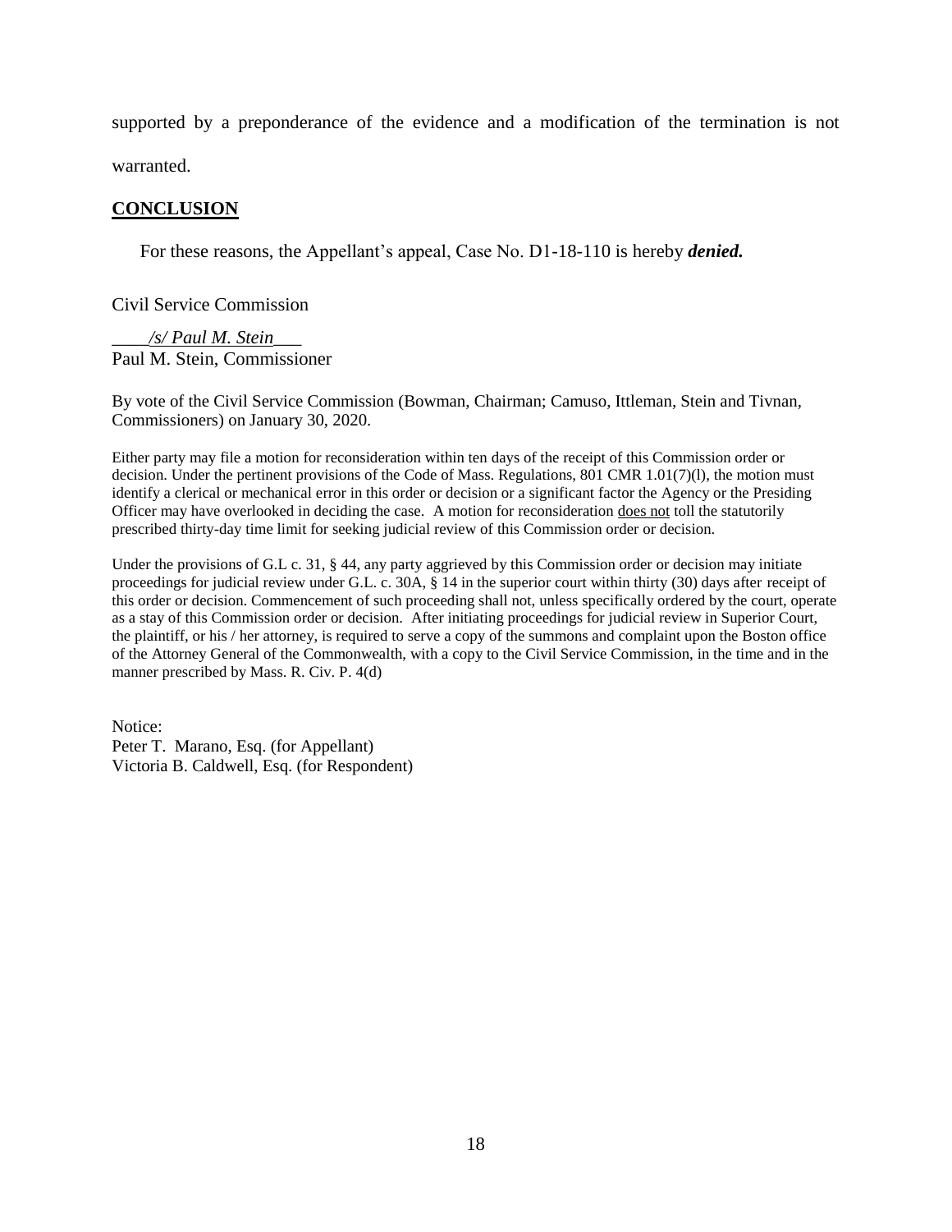supported by a preponderance of the evidence and a modification of the termination is not warranted.

## CONCLUSION

For these reasons, the Appellant's appeal, Case No. D1-18-110 is hereby ***denied.***

Civil Service Commission

*/s/ Paul M. Stein*
Paul M. Stein, Commissioner

By vote of the Civil Service Commission (Bowman, Chairman; Camuso, Ittleman, Stein and Tivnan, Commissioners) on January 30, 2020.

Either party may file a motion for reconsideration within ten days of the receipt of this Commission order or decision. Under the pertinent provisions of the Code of Mass. Regulations, 801 CMR 1.01(7)(l), the motion must identify a clerical or mechanical error in this order or decision or a significant factor the Agency or the Presiding Officer may have overlooked in deciding the case. A motion for reconsideration does not toll the statutorily prescribed thirty-day time limit for seeking judicial review of this Commission order or decision.

Under the provisions of G.L c. 31, § 44, any party aggrieved by this Commission order or decision may initiate proceedings for judicial review under G.L. c. 30A, § 14 in the superior court within thirty (30) days after receipt of this order or decision. Commencement of such proceeding shall not, unless specifically ordered by the court, operate as a stay of this Commission order or decision. After initiating proceedings for judicial review in Superior Court, the plaintiff, or his / her attorney, is required to serve a copy of the summons and complaint upon the Boston office of the Attorney General of the Commonwealth, with a copy to the Civil Service Commission, in the time and in the manner prescribed by Mass. R. Civ. P. 4(d)

Notice:
Peter T. Marano, Esq. (for Appellant)
Victoria B. Caldwell, Esq. (for Respondent)